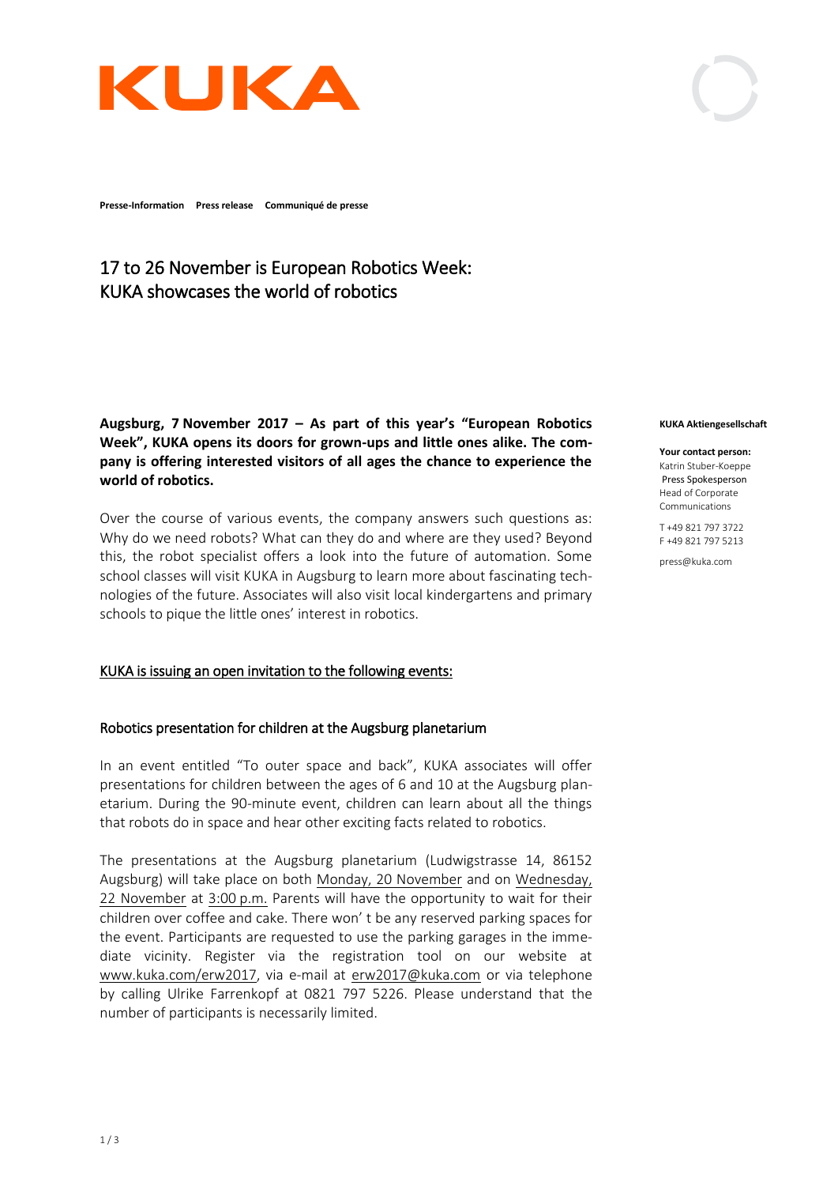KUKA

**Presse-Information    Press release    Communiqué de presse**

# 17 to 26 November is European Robotics Week: KUKA showcases the world of robotics

**Augsburg, 7 November 2017 – As part of this year's "European Robotics Week", KUKA opens its doors for grown-ups and little ones alike. The company is offering interested visitors of all ages the chance to experience the world of robotics.**

Over the course of various events, the company answers such questions as: Why do we need robots? What can they do and where are they used? Beyond this, the robot specialist offers a look into the future of automation. Some school classes will visit KUKA in Augsburg to learn more about fascinating technologies of the future. Associates will also visit local kindergartens and primary schools to pique the little ones' interest in robotics.

## KUKA is issuing an open invitation to the following events:

### Robotics presentation for children at the Augsburg planetarium

In an event entitled "To outer space and back", KUKA associates will offer presentations for children between the ages of 6 and 10 at the Augsburg planetarium. During the 90-minute event, children can learn about all the things that robots do in space and hear other exciting facts related to robotics.

The presentations at the Augsburg planetarium (Ludwigstrasse 14, 86152 Augsburg) will take place on both Monday, 20 November and on Wednesday, 22 November at 3:00 p.m. Parents will have the opportunity to wait for their children over coffee and cake. There won' t be any reserved parking spaces for the event. Participants are requested to use the parking garages in the immediate vicinity. Register via the registration tool on our website at www.kuka.com/erw2017, via e-mail at erw2017@kuka.com or via telephone by calling Ulrike Farrenkopf at 0821 797 5226. Please understand that the number of participants is necessarily limited.

**KUKA Aktiengesellschaft**

**Your contact person:**
Katrin Stuber-Koeppe
Press Spokesperson
Head of Corporate Communications

T +49 821 797 3722
F +49 821 797 5213

press@kuka.com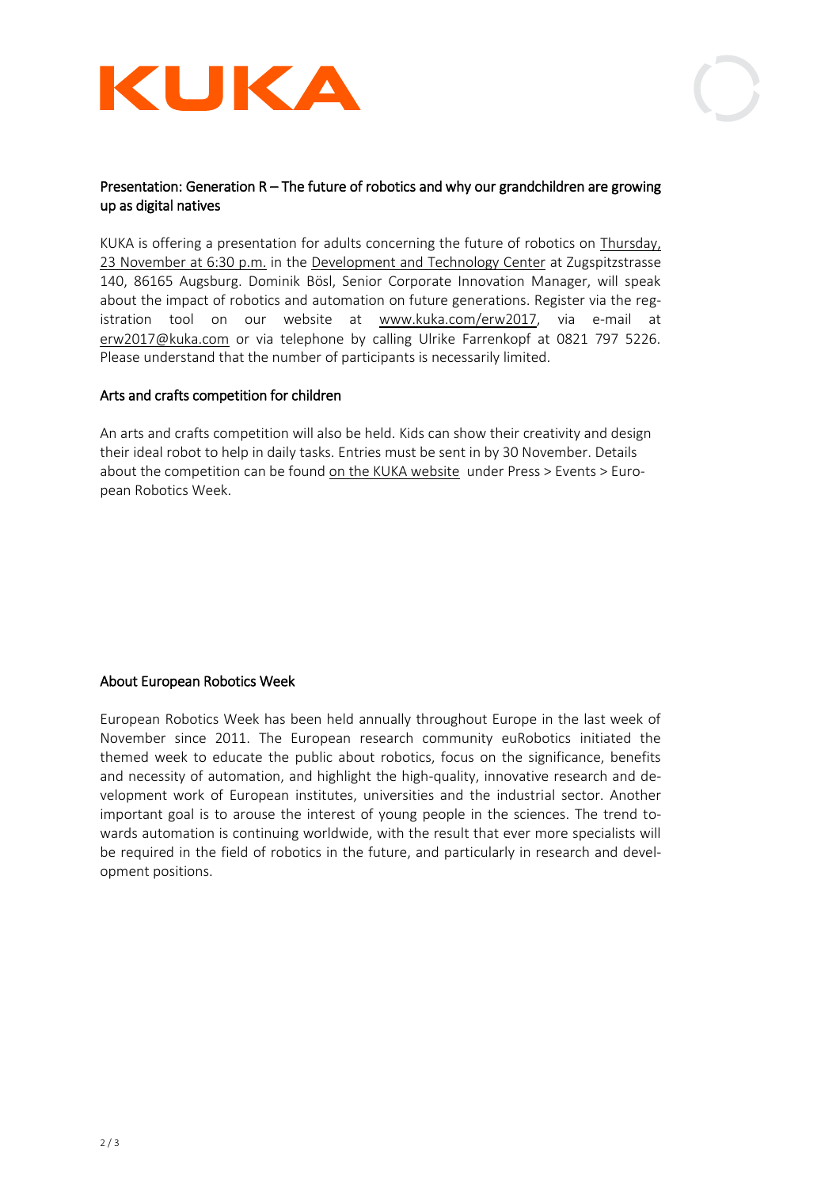## Presentation: Generation R – The future of robotics and why our grandchildren are growing up as digital natives

KUKA is offering a presentation for adults concerning the future of robotics on Thursday, 23 November at 6:30 p.m. in the Development and Technology Center at Zugspitzstrasse 140, 86165 Augsburg. Dominik Bösl, Senior Corporate Innovation Manager, will speak about the impact of robotics and automation on future generations. Register via the registration tool on our website at www.kuka.com/erw2017, via e-mail at erw2017@kuka.com or via telephone by calling Ulrike Farrenkopf at 0821 797 5226. Please understand that the number of participants is necessarily limited.

## Arts and crafts competition for children

An arts and crafts competition will also be held. Kids can show their creativity and design their ideal robot to help in daily tasks. Entries must be sent in by 30 November. Details about the competition can be found on the KUKA website under Press > Events > European Robotics Week.

## About European Robotics Week

European Robotics Week has been held annually throughout Europe in the last week of November since 2011. The European research community euRobotics initiated the themed week to educate the public about robotics, focus on the significance, benefits and necessity of automation, and highlight the high-quality, innovative research and development work of European institutes, universities and the industrial sector. Another important goal is to arouse the interest of young people in the sciences. The trend towards automation is continuing worldwide, with the result that ever more specialists will be required in the field of robotics in the future, and particularly in research and development positions.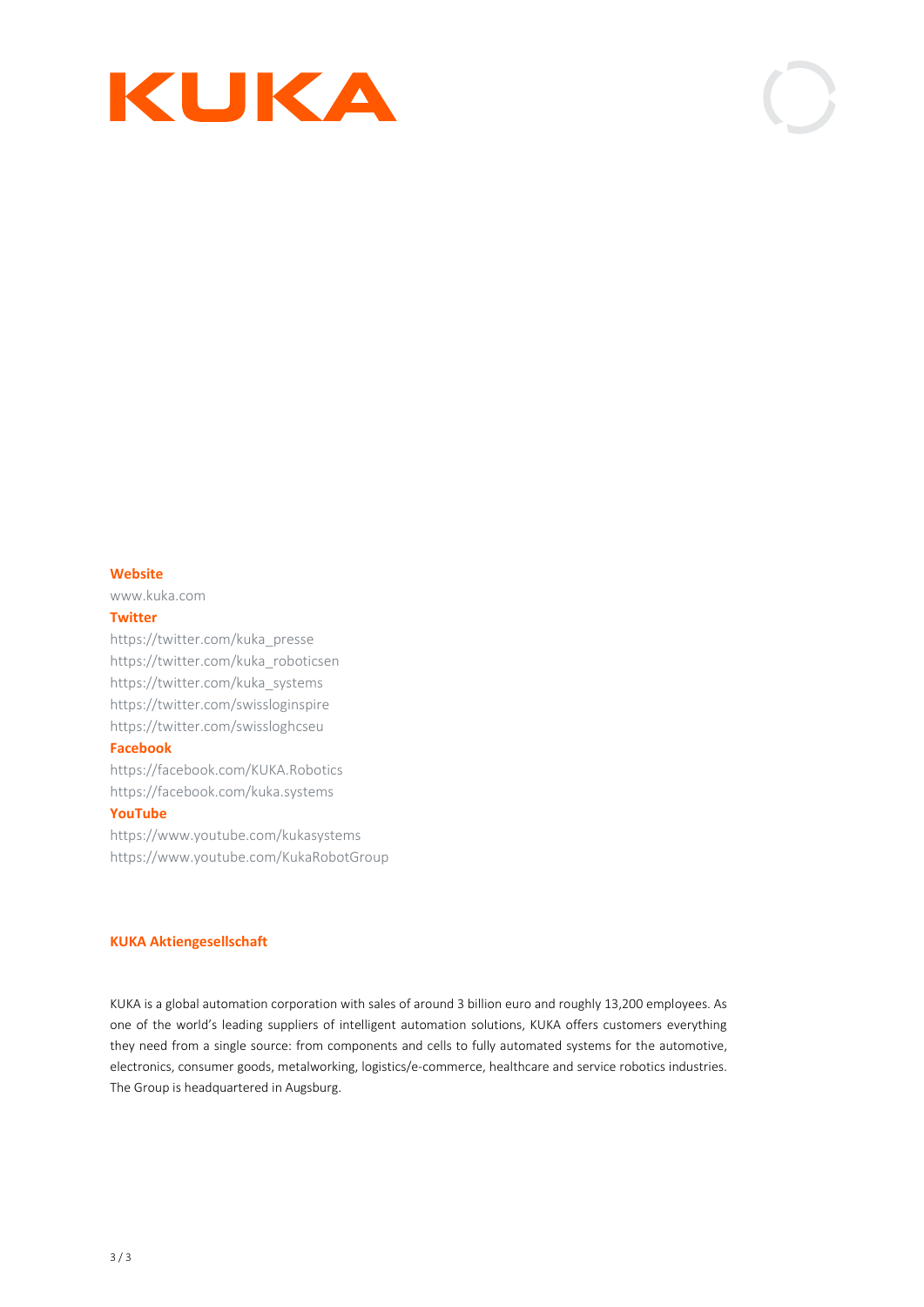**Website**

www.kuka.com

**Twitter**

https://twitter.com/kuka_presse
https://twitter.com/kuka_roboticsen
https://twitter.com/kuka_systems
https://twitter.com/swissloginspire
https://twitter.com/swissloghcseu

**Facebook**

https://facebook.com/KUKA.Robotics
https://facebook.com/kuka.systems

**YouTube**

https://www.youtube.com/kukasystems
https://www.youtube.com/KukaRobotGroup

**KUKA Aktiengesellschaft**

KUKA is a global automation corporation with sales of around 3 billion euro and roughly 13,200 employees. As one of the world's leading suppliers of intelligent automation solutions, KUKA offers customers everything they need from a single source: from components and cells to fully automated systems for the automotive, electronics, consumer goods, metalworking, logistics/e-commerce, healthcare and service robotics industries. The Group is headquartered in Augsburg.